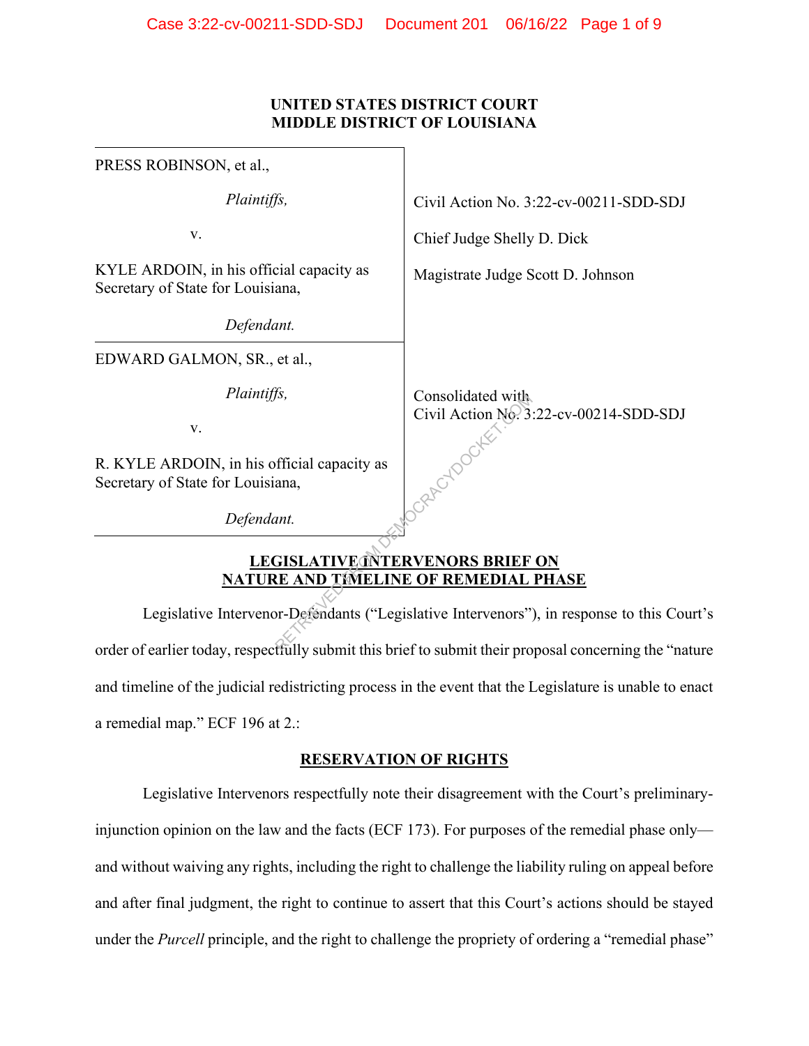UNITED STATES DISTRICT COURT
MIDDLE DISTRICT OF LOUISIANA

| | |
|---|---|
| PRESS ROBINSON, et al.,<br>*Plaintiffs,*<br>v.<br>KYLE ARDOIN, in his official capacity as Secretary of State for Louisiana,<br>*Defendant.* | Civil Action No. 3:22-cv-00211-SDD-SDJ<br>Chief Judge Shelly D. Dick<br>Magistrate Judge Scott D. Johnson |
| EDWARD GALMON, SR., et al.,<br>*Plaintiffs,*<br>v.<br>R. KYLE ARDOIN, in his official capacity as Secretary of State for Louisiana,<br>*Defendant.* | Consolidated with<br>Civil Action No. 3:22-cv-00214-SDD-SDJ |

## LEGISLATIVE INTERVENORS BRIEF ON NATURE AND TIMELINE OF REMEDIAL PHASE

Legislative Intervenor-Defendants ("Legislative Intervenors"), in response to this Court's order of earlier today, respectfully submit this brief to submit their proposal concerning the "nature and timeline of the judicial redistricting process in the event that the Legislature is unable to enact a remedial map." ECF 196 at 2.:

## RESERVATION OF RIGHTS

Legislative Intervenors respectfully note their disagreement with the Court's preliminary-injunction opinion on the law and the facts (ECF 173). For purposes of the remedial phase only—and without waiving any rights, including the right to challenge the liability ruling on appeal before and after final judgment, the right to continue to assert that this Court's actions should be stayed under the *Purcell* principle, and the right to challenge the propriety of ordering a "remedial phase"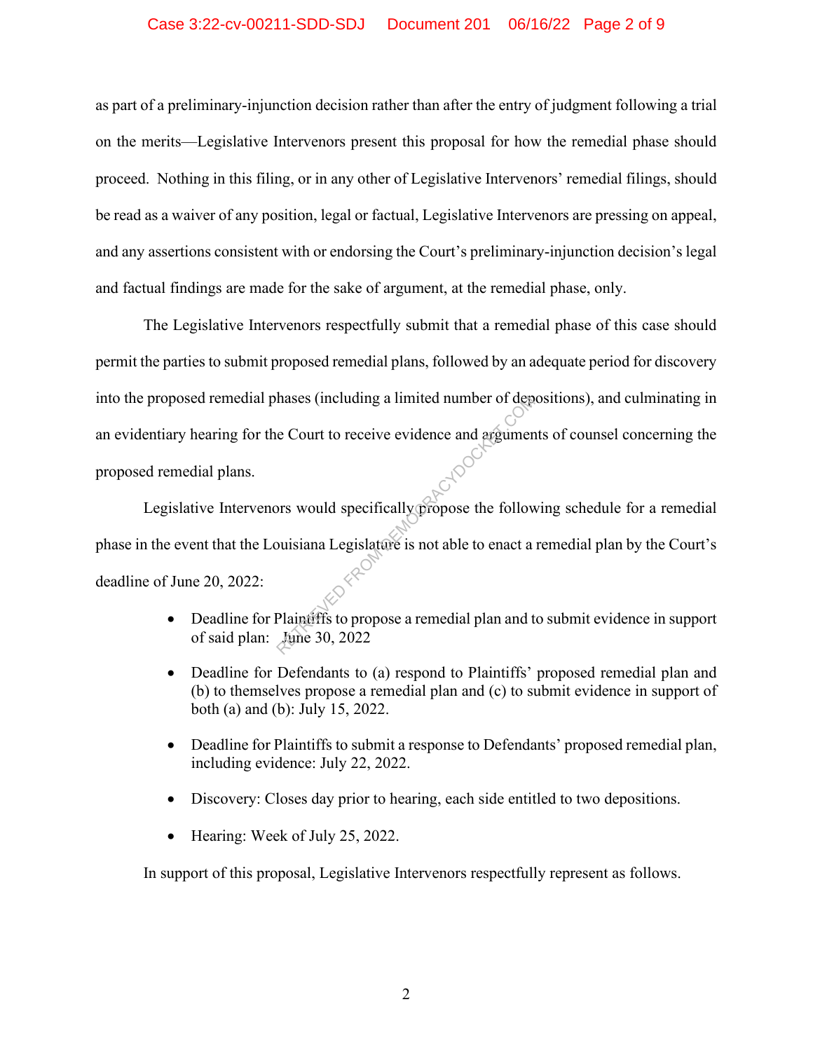as part of a preliminary-injunction decision rather than after the entry of judgment following a trial on the merits—Legislative Intervenors present this proposal for how the remedial phase should proceed. Nothing in this filing, or in any other of Legislative Intervenors' remedial filings, should be read as a waiver of any position, legal or factual, Legislative Intervenors are pressing on appeal, and any assertions consistent with or endorsing the Court's preliminary-injunction decision's legal and factual findings are made for the sake of argument, at the remedial phase, only.

The Legislative Intervenors respectfully submit that a remedial phase of this case should permit the parties to submit proposed remedial plans, followed by an adequate period for discovery into the proposed remedial phases (including a limited number of depositions), and culminating in an evidentiary hearing for the Court to receive evidence and arguments of counsel concerning the proposed remedial plans.

Legislative Intervenors would specifically propose the following schedule for a remedial phase in the event that the Louisiana Legislature is not able to enact a remedial plan by the Court's deadline of June 20, 2022:

- Deadline for Plaintiffs to propose a remedial plan and to submit evidence in support of said plan: June 30, 2022
- Deadline for Defendants to (a) respond to Plaintiffs' proposed remedial plan and (b) to themselves propose a remedial plan and (c) to submit evidence in support of both (a) and (b): July 15, 2022.
- Deadline for Plaintiffs to submit a response to Defendants' proposed remedial plan, including evidence: July 22, 2022.
- Discovery: Closes day prior to hearing, each side entitled to two depositions.
- Hearing: Week of July 25, 2022.

In support of this proposal, Legislative Intervenors respectfully represent as follows.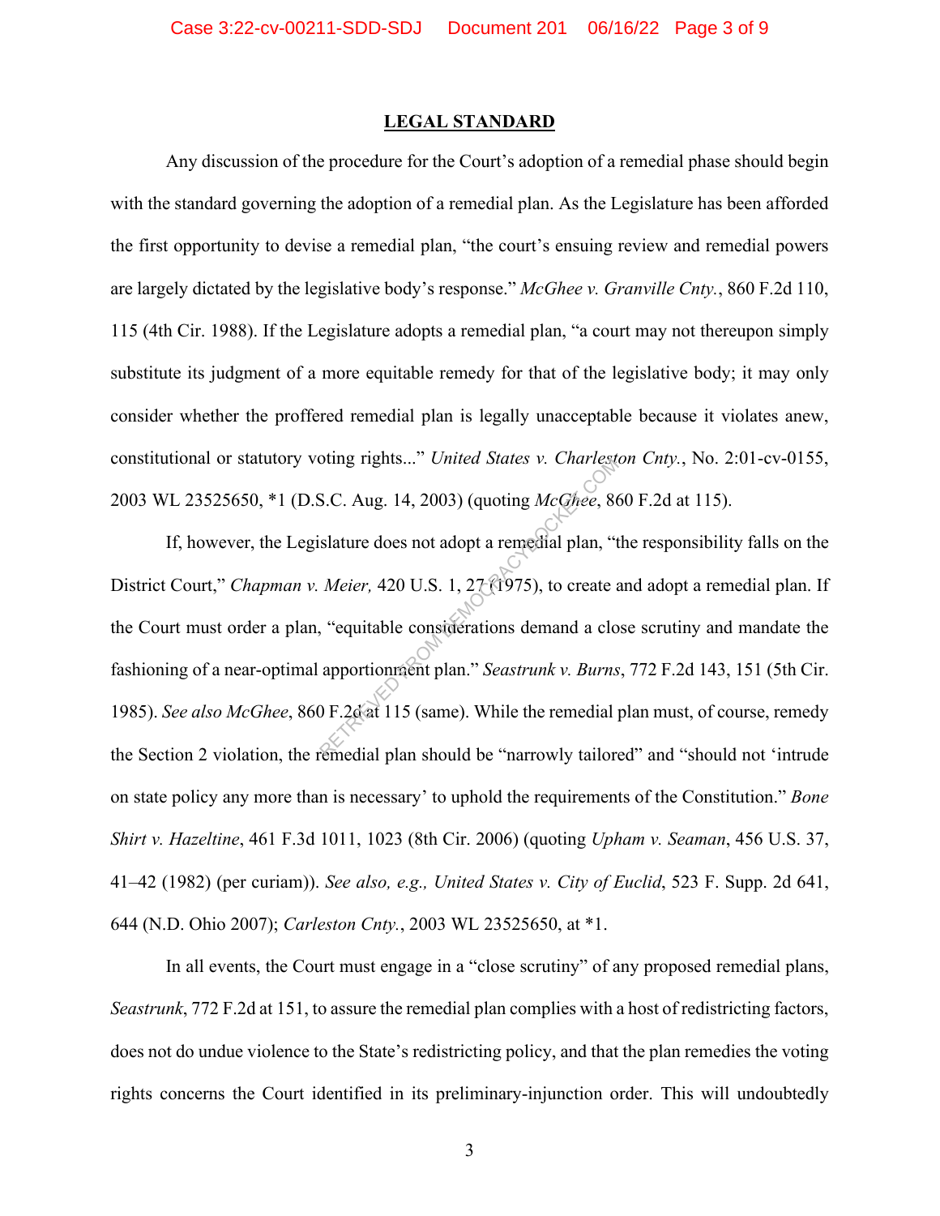## LEGAL STANDARD

Any discussion of the procedure for the Court's adoption of a remedial phase should begin with the standard governing the adoption of a remedial plan. As the Legislature has been afforded the first opportunity to devise a remedial plan, "the court's ensuing review and remedial powers are largely dictated by the legislative body's response." *McGhee v. Granville Cnty.*, 860 F.2d 110, 115 (4th Cir. 1988). If the Legislature adopts a remedial plan, "a court may not thereupon simply substitute its judgment of a more equitable remedy for that of the legislative body; it may only consider whether the proffered remedial plan is legally unacceptable because it violates anew, constitutional or statutory voting rights..." *United States v. Charleston Cnty.*, No. 2:01-cv-0155, 2003 WL 23525650, *1 (D.S.C. Aug. 14, 2003) (quoting *McGhee*, 860 F.2d at 115).

If, however, the Legislature does not adopt a remedial plan, "the responsibility falls on the District Court," *Chapman v. Meier,* 420 U.S. 1, 27 (1975), to create and adopt a remedial plan. If the Court must order a plan, "equitable considerations demand a close scrutiny and mandate the fashioning of a near-optimal apportionment plan." *Seastrunk v. Burns*, 772 F.2d 143, 151 (5th Cir. 1985). *See also McGhee*, 860 F.2d at 115 (same). While the remedial plan must, of course, remedy the Section 2 violation, the remedial plan should be "narrowly tailored" and "should not 'intrude on state policy any more than is necessary' to uphold the requirements of the Constitution." *Bone Shirt v. Hazeltine*, 461 F.3d 1011, 1023 (8th Cir. 2006) (quoting *Upham v. Seaman*, 456 U.S. 37, 41–42 (1982) (per curiam)). *See also, e.g., United States v. City of Euclid*, 523 F. Supp. 2d 641, 644 (N.D. Ohio 2007); *Carleston Cnty.*, 2003 WL 23525650, at *1.

In all events, the Court must engage in a "close scrutiny" of any proposed remedial plans, *Seastrunk*, 772 F.2d at 151, to assure the remedial plan complies with a host of redistricting factors, does not do undue violence to the State's redistricting policy, and that the plan remedies the voting rights concerns the Court identified in its preliminary-injunction order. This will undoubtedly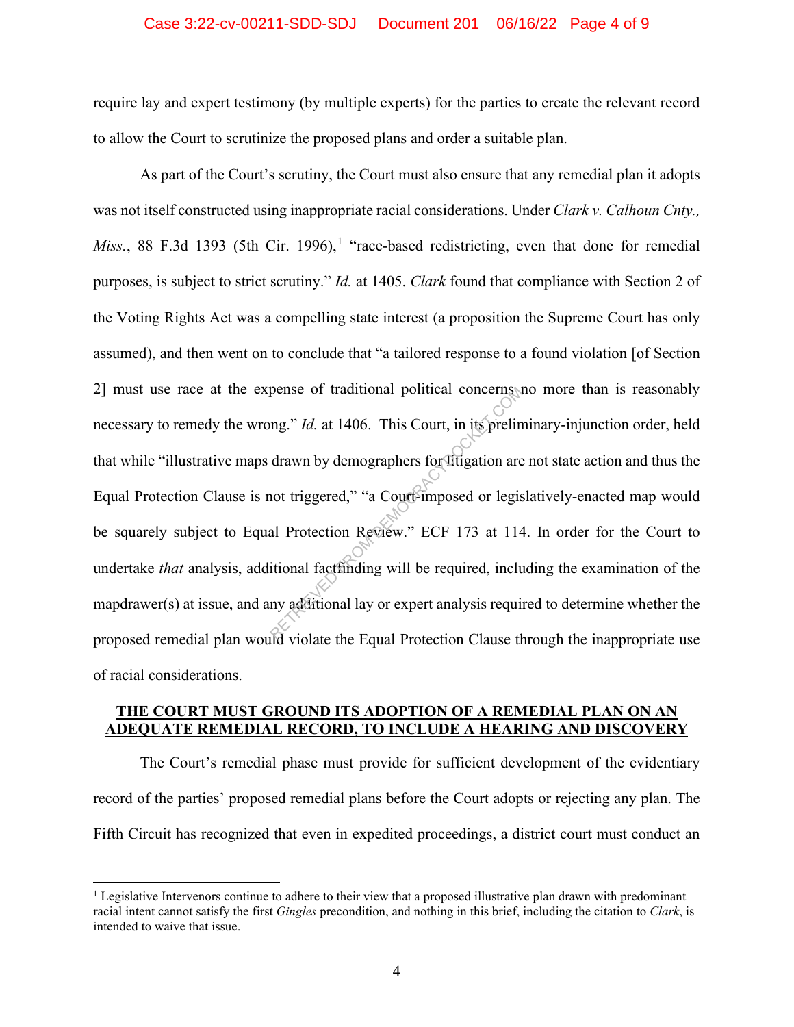require lay and expert testimony (by multiple experts) for the parties to create the relevant record to allow the Court to scrutinize the proposed plans and order a suitable plan.

As part of the Court's scrutiny, the Court must also ensure that any remedial plan it adopts was not itself constructed using inappropriate racial considerations. Under *Clark v. Calhoun Cnty., Miss.*, 88 F.3d 1393 (5th Cir. 1996),[1] "race-based redistricting, even that done for remedial purposes, is subject to strict scrutiny." *Id.* at 1405. *Clark* found that compliance with Section 2 of the Voting Rights Act was a compelling state interest (a proposition the Supreme Court has only assumed), and then went on to conclude that "a tailored response to a found violation [of Section 2] must use race at the expense of traditional political concerns no more than is reasonably necessary to remedy the wrong." *Id.* at 1406. This Court, in its preliminary-injunction order, held that while "illustrative maps drawn by demographers for litigation are not state action and thus the Equal Protection Clause is not triggered," "a Court-imposed or legislatively-enacted map would be squarely subject to Equal Protection Review." ECF 173 at 114. In order for the Court to undertake *that* analysis, additional factfinding will be required, including the examination of the mapdrawer(s) at issue, and any additional lay or expert analysis required to determine whether the proposed remedial plan would violate the Equal Protection Clause through the inappropriate use of racial considerations.

**THE COURT MUST GROUND ITS ADOPTION OF A REMEDIAL PLAN ON AN ADEQUATE REMEDIAL RECORD, TO INCLUDE A HEARING AND DISCOVERY**

The Court's remedial phase must provide for sufficient development of the evidentiary record of the parties' proposed remedial plans before the Court adopts or rejecting any plan. The Fifth Circuit has recognized that even in expedited proceedings, a district court must conduct an

[1] Legislative Intervenors continue to adhere to their view that a proposed illustrative plan drawn with predominant racial intent cannot satisfy the first *Gingles* precondition, and nothing in this brief, including the citation to *Clark*, is intended to waive that issue.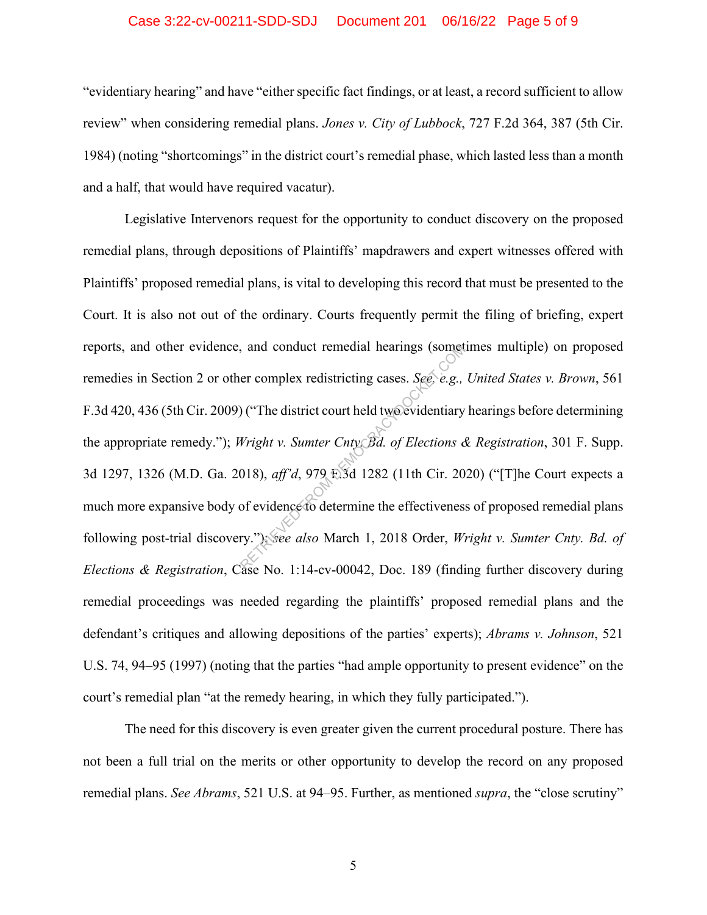"evidentiary hearing" and have "either specific fact findings, or at least, a record sufficient to allow review" when considering remedial plans. *Jones v. City of Lubbock*, 727 F.2d 364, 387 (5th Cir. 1984) (noting "shortcomings" in the district court's remedial phase, which lasted less than a month and a half, that would have required vacatur).

Legislative Intervenors request for the opportunity to conduct discovery on the proposed remedial plans, through depositions of Plaintiffs' mapdrawers and expert witnesses offered with Plaintiffs' proposed remedial plans, is vital to developing this record that must be presented to the Court. It is also not out of the ordinary. Courts frequently permit the filing of briefing, expert reports, and other evidence, and conduct remedial hearings (sometimes multiple) on proposed remedies in Section 2 or other complex redistricting cases. *See, e.g., United States v. Brown*, 561 F.3d 420, 436 (5th Cir. 2009) ("The district court held two evidentiary hearings before determining the appropriate remedy."); *Wright v. Sumter Cnty. Bd. of Elections & Registration*, 301 F. Supp. 3d 1297, 1326 (M.D. Ga. 2018), *aff'd*, 979 F.3d 1282 (11th Cir. 2020) ("[T]he Court expects a much more expansive body of evidence to determine the effectiveness of proposed remedial plans following post-trial discovery."); *see also* March 1, 2018 Order, *Wright v. Sumter Cnty. Bd. of Elections & Registration*, Case No. 1:14-cv-00042, Doc. 189 (finding further discovery during remedial proceedings was needed regarding the plaintiffs' proposed remedial plans and the defendant's critiques and allowing depositions of the parties' experts); *Abrams v. Johnson*, 521 U.S. 74, 94–95 (1997) (noting that the parties "had ample opportunity to present evidence" on the court's remedial plan "at the remedy hearing, in which they fully participated.").

The need for this discovery is even greater given the current procedural posture. There has not been a full trial on the merits or other opportunity to develop the record on any proposed remedial plans. *See Abrams*, 521 U.S. at 94–95. Further, as mentioned *supra*, the "close scrutiny"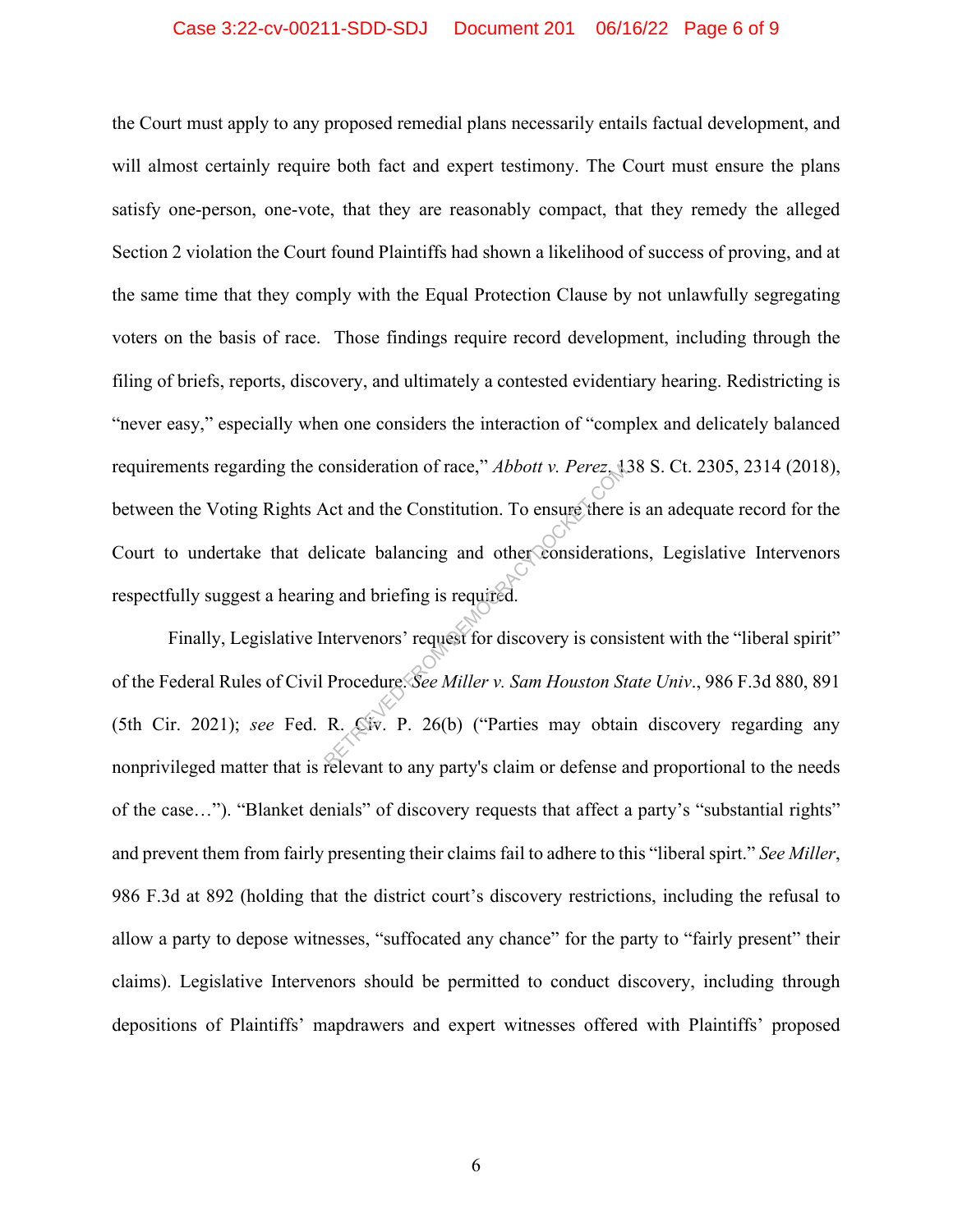the Court must apply to any proposed remedial plans necessarily entails factual development, and will almost certainly require both fact and expert testimony. The Court must ensure the plans satisfy one-person, one-vote, that they are reasonably compact, that they remedy the alleged Section 2 violation the Court found Plaintiffs had shown a likelihood of success of proving, and at the same time that they comply with the Equal Protection Clause by not unlawfully segregating voters on the basis of race. Those findings require record development, including through the filing of briefs, reports, discovery, and ultimately a contested evidentiary hearing. Redistricting is "never easy," especially when one considers the interaction of "complex and delicately balanced requirements regarding the consideration of race," *Abbott v. Perez*, 138 S. Ct. 2305, 2314 (2018), between the Voting Rights Act and the Constitution. To ensure there is an adequate record for the Court to undertake that delicate balancing and other considerations, Legislative Intervenors respectfully suggest a hearing and briefing is required.

Finally, Legislative Intervenors' request for discovery is consistent with the "liberal spirit" of the Federal Rules of Civil Procedure. *See Miller v. Sam Houston State Univ*., 986 F.3d 880, 891 (5th Cir. 2021); *see* Fed. R. Civ. P. 26(b) ("Parties may obtain discovery regarding any nonprivileged matter that is relevant to any party's claim or defense and proportional to the needs of the case…"). "Blanket denials" of discovery requests that affect a party's "substantial rights" and prevent them from fairly presenting their claims fail to adhere to this "liberal spirt." *See Miller*, 986 F.3d at 892 (holding that the district court's discovery restrictions, including the refusal to allow a party to depose witnesses, "suffocated any chance" for the party to "fairly present" their claims). Legislative Intervenors should be permitted to conduct discovery, including through depositions of Plaintiffs' mapdrawers and expert witnesses offered with Plaintiffs' proposed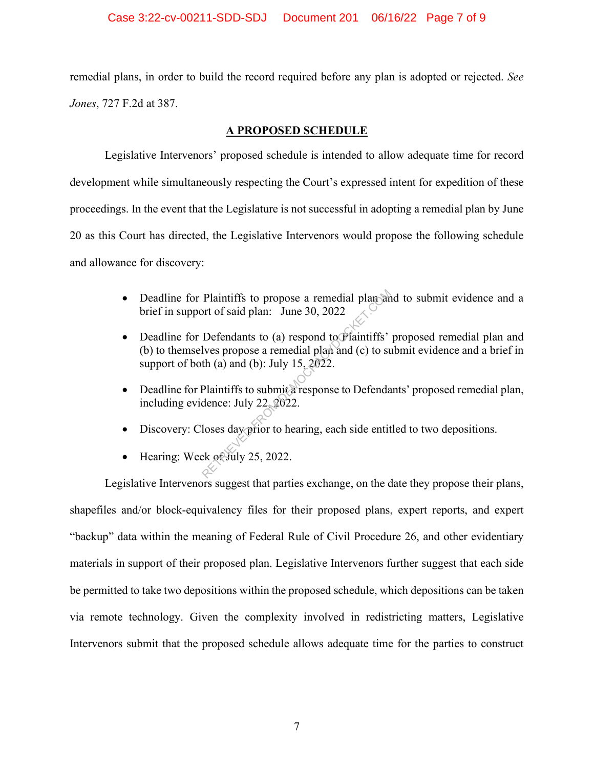remedial plans, in order to build the record required before any plan is adopted or rejected. *See Jones*, 727 F.2d at 387.

## A PROPOSED SCHEDULE

Legislative Intervenors' proposed schedule is intended to allow adequate time for record development while simultaneously respecting the Court's expressed intent for expedition of these proceedings. In the event that the Legislature is not successful in adopting a remedial plan by June 20 as this Court has directed, the Legislative Intervenors would propose the following schedule and allowance for discovery:

- Deadline for Plaintiffs to propose a remedial plan and to submit evidence and a brief in support of said plan: June 30, 2022
- Deadline for Defendants to (a) respond to Plaintiffs' proposed remedial plan and (b) to themselves propose a remedial plan and (c) to submit evidence and a brief in support of both (a) and (b): July 15, 2022.
- Deadline for Plaintiffs to submit a response to Defendants' proposed remedial plan, including evidence: July 22, 2022.
- Discovery: Closes day prior to hearing, each side entitled to two depositions.
- Hearing: Week of July 25, 2022.

Legislative Intervenors suggest that parties exchange, on the date they propose their plans, shapefiles and/or block-equivalency files for their proposed plans, expert reports, and expert "backup" data within the meaning of Federal Rule of Civil Procedure 26, and other evidentiary materials in support of their proposed plan. Legislative Intervenors further suggest that each side be permitted to take two depositions within the proposed schedule, which depositions can be taken via remote technology. Given the complexity involved in redistricting matters, Legislative Intervenors submit that the proposed schedule allows adequate time for the parties to construct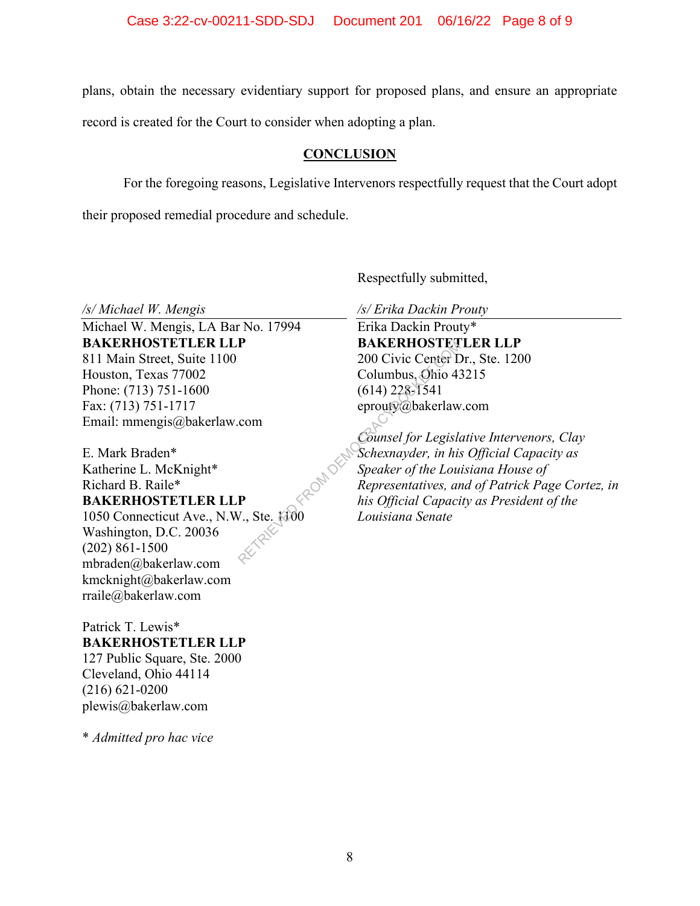plans, obtain the necessary evidentiary support for proposed plans, and ensure an appropriate record is created for the Court to consider when adopting a plan.

## CONCLUSION

For the foregoing reasons, Legislative Intervenors respectfully request that the Court adopt their proposed remedial procedure and schedule.

Respectfully submitted,

*/s/ Michael W. Mengis*
Michael W. Mengis, LA Bar No. 17994
**BAKERHOSTETLER LLP**
811 Main Street, Suite 1100
Houston, Texas 77002
Phone: (713) 751-1600
Fax: (713) 751-1717
Email: mmengis@bakerlaw.com

E. Mark Braden*
Katherine L. McKnight*
Richard B. Raile*
**BAKERHOSTETLER LLP**
1050 Connecticut Ave., N.W., Ste. 1100
Washington, D.C. 20036
(202) 861-1500
mbraden@bakerlaw.com
kmcknight@bakerlaw.com
rraile@bakerlaw.com

Patrick T. Lewis*
**BAKERHOSTETLER LLP**
127 Public Square, Ste. 2000
Cleveland, Ohio 44114
(216) 621-0200
plewis@bakerlaw.com

*\* Admitted pro hac vice*

*/s/ Erika Dackin Prouty*
Erika Dackin Prouty*
**BAKERHOSTETLER LLP**
200 Civic Center Dr., Ste. 1200
Columbus, Ohio 43215
(614) 228-1541
eprouty@bakerlaw.com

*Counsel for Legislative Intervenors, Clay Schexnayder, in his Official Capacity as Speaker of the Louisiana House of Representatives, and of Patrick Page Cortez, in his Official Capacity as President of the Louisiana Senate*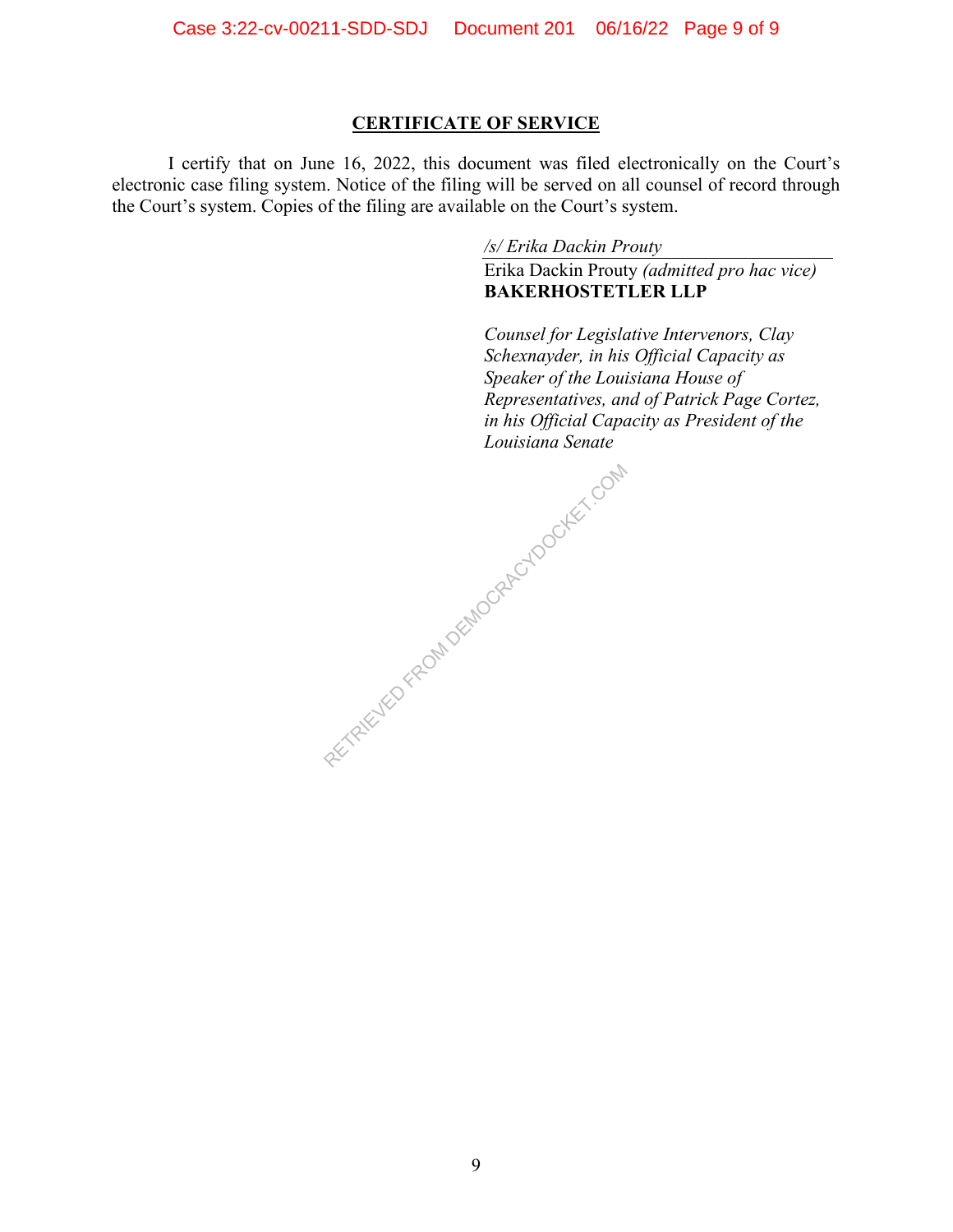## CERTIFICATE OF SERVICE

I certify that on June 16, 2022, this document was filed electronically on the Court's electronic case filing system. Notice of the filing will be served on all counsel of record through the Court's system. Copies of the filing are available on the Court's system.

*/s/ Erika Dackin Prouty*
Erika Dackin Prouty *(admitted pro hac vice)*
**BAKERHOSTETLER LLP**

*Counsel for Legislative Intervenors, Clay Schexnayder, in his Official Capacity as Speaker of the Louisiana House of Representatives, and of Patrick Page Cortez, in his Official Capacity as President of the Louisiana Senate*